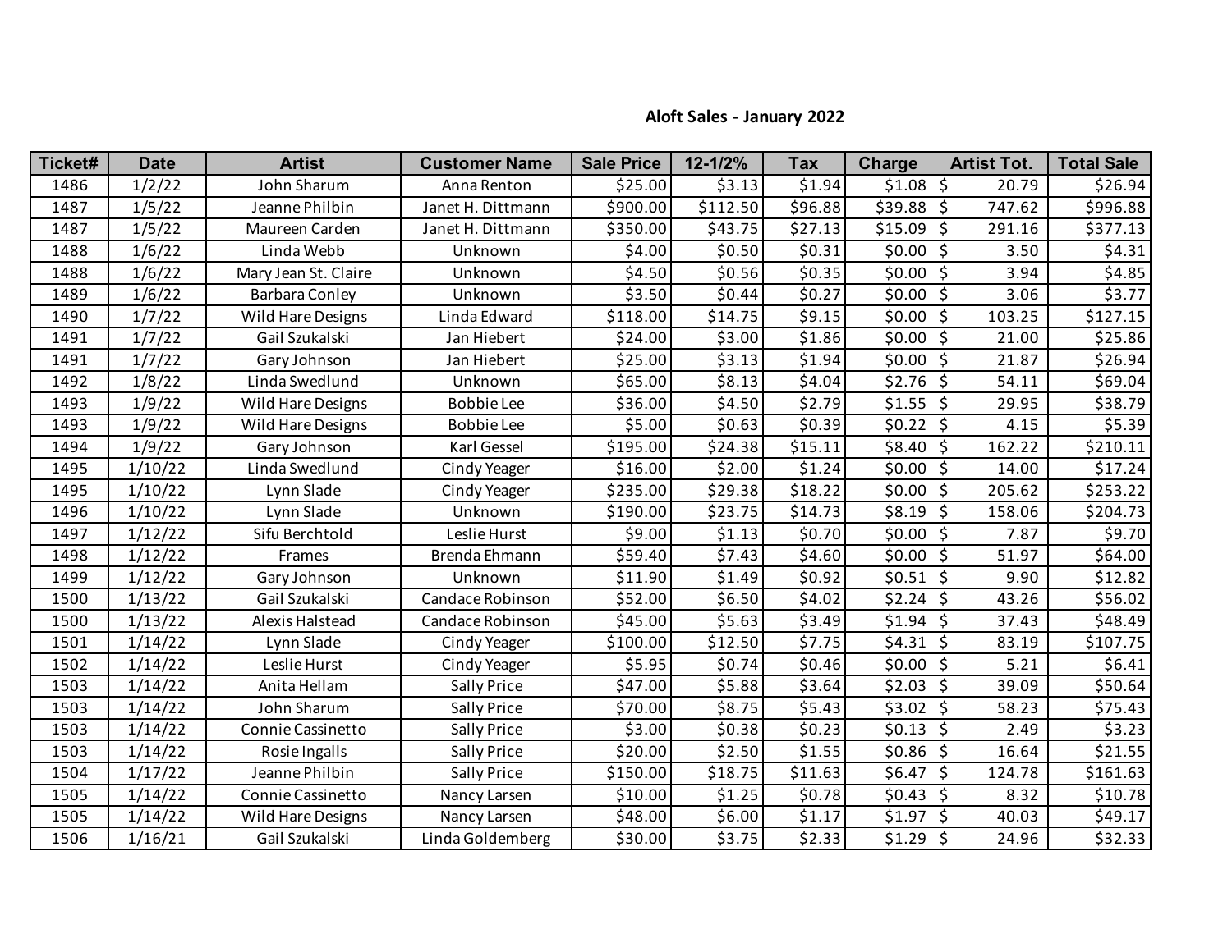## Aloft Sales - January 2022

| Ticket# | Date | Artist | Customer Name | Sale Price | 12-1/2% | Tax | Charge | Artist Tot. | Total Sale |
|---|---|---|---|---|---|---|---|---|---|
| 1486 | 1/2/22 | John Sharum | Anna Renton | $25.00 | $3.13 | $1.94 | $1.08 | $ 20.79 | $26.94 |
| 1487 | 1/5/22 | Jeanne Philbin | Janet H. Dittmann | $900.00 | $112.50 | $96.88 | $39.88 | $ 747.62 | $996.88 |
| 1487 | 1/5/22 | Maureen Carden | Janet H. Dittmann | $350.00 | $43.75 | $27.13 | $15.09 | $ 291.16 | $377.13 |
| 1488 | 1/6/22 | Linda Webb | Unknown | $4.00 | $0.50 | $0.31 | $0.00 | $ 3.50 | $4.31 |
| 1488 | 1/6/22 | Mary Jean St. Claire | Unknown | $4.50 | $0.56 | $0.35 | $0.00 | $ 3.94 | $4.85 |
| 1489 | 1/6/22 | Barbara Conley | Unknown | $3.50 | $0.44 | $0.27 | $0.00 | $ 3.06 | $3.77 |
| 1490 | 1/7/22 | Wild Hare Designs | Linda Edward | $118.00 | $14.75 | $9.15 | $0.00 | $ 103.25 | $127.15 |
| 1491 | 1/7/22 | Gail Szukalski | Jan Hiebert | $24.00 | $3.00 | $1.86 | $0.00 | $ 21.00 | $25.86 |
| 1491 | 1/7/22 | Gary Johnson | Jan Hiebert | $25.00 | $3.13 | $1.94 | $0.00 | $ 21.87 | $26.94 |
| 1492 | 1/8/22 | Linda Swedlund | Unknown | $65.00 | $8.13 | $4.04 | $2.76 | $ 54.11 | $69.04 |
| 1493 | 1/9/22 | Wild Hare Designs | Bobbie Lee | $36.00 | $4.50 | $2.79 | $1.55 | $ 29.95 | $38.79 |
| 1493 | 1/9/22 | Wild Hare Designs | Bobbie Lee | $5.00 | $0.63 | $0.39 | $0.22 | $ 4.15 | $5.39 |
| 1494 | 1/9/22 | Gary Johnson | Karl Gessel | $195.00 | $24.38 | $15.11 | $8.40 | $ 162.22 | $210.11 |
| 1495 | 1/10/22 | Linda Swedlund | Cindy Yeager | $16.00 | $2.00 | $1.24 | $0.00 | $ 14.00 | $17.24 |
| 1495 | 1/10/22 | Lynn Slade | Cindy Yeager | $235.00 | $29.38 | $18.22 | $0.00 | $ 205.62 | $253.22 |
| 1496 | 1/10/22 | Lynn Slade | Unknown | $190.00 | $23.75 | $14.73 | $8.19 | $ 158.06 | $204.73 |
| 1497 | 1/12/22 | Sifu Berchtold | Leslie Hurst | $9.00 | $1.13 | $0.70 | $0.00 | $ 7.87 | $9.70 |
| 1498 | 1/12/22 | Frames | Brenda Ehmann | $59.40 | $7.43 | $4.60 | $0.00 | $ 51.97 | $64.00 |
| 1499 | 1/12/22 | Gary Johnson | Unknown | $11.90 | $1.49 | $0.92 | $0.51 | $ 9.90 | $12.82 |
| 1500 | 1/13/22 | Gail Szukalski | Candace Robinson | $52.00 | $6.50 | $4.02 | $2.24 | $ 43.26 | $56.02 |
| 1500 | 1/13/22 | Alexis Halstead | Candace Robinson | $45.00 | $5.63 | $3.49 | $1.94 | $ 37.43 | $48.49 |
| 1501 | 1/14/22 | Lynn Slade | Cindy Yeager | $100.00 | $12.50 | $7.75 | $4.31 | $ 83.19 | $107.75 |
| 1502 | 1/14/22 | Leslie Hurst | Cindy Yeager | $5.95 | $0.74 | $0.46 | $0.00 | $ 5.21 | $6.41 |
| 1503 | 1/14/22 | Anita Hellam | Sally Price | $47.00 | $5.88 | $3.64 | $2.03 | $ 39.09 | $50.64 |
| 1503 | 1/14/22 | John Sharum | Sally Price | $70.00 | $8.75 | $5.43 | $3.02 | $ 58.23 | $75.43 |
| 1503 | 1/14/22 | Connie Cassinetto | Sally Price | $3.00 | $0.38 | $0.23 | $0.13 | $ 2.49 | $3.23 |
| 1503 | 1/14/22 | Rosie Ingalls | Sally Price | $20.00 | $2.50 | $1.55 | $0.86 | $ 16.64 | $21.55 |
| 1504 | 1/17/22 | Jeanne Philbin | Sally Price | $150.00 | $18.75 | $11.63 | $6.47 | $ 124.78 | $161.63 |
| 1505 | 1/14/22 | Connie Cassinetto | Nancy Larsen | $10.00 | $1.25 | $0.78 | $0.43 | $ 8.32 | $10.78 |
| 1505 | 1/14/22 | Wild Hare Designs | Nancy Larsen | $48.00 | $6.00 | $1.17 | $1.97 | $ 40.03 | $49.17 |
| 1506 | 1/16/21 | Gail Szukalski | Linda Goldemberg | $30.00 | $3.75 | $2.33 | $1.29 | $ 24.96 | $32.33 |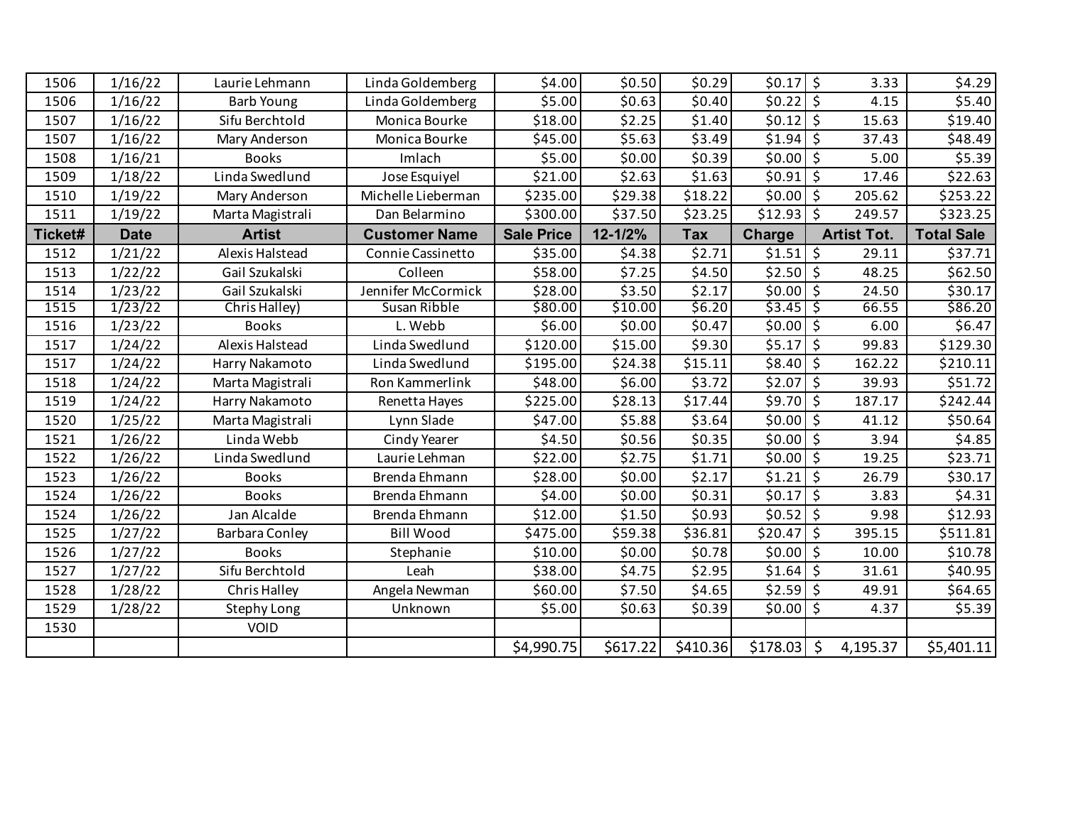| 1506 | 1/16/22 | Laurie Lehmann | Linda Goldemberg | $4.00 | $0.50 | $0.29 | $0.17 | $ 3.33 | $4.29 |
|---|---|---|---|---|---|---|---|---|---|
| 1506 | 1/16/22 | Barb Young | Linda Goldemberg | $5.00 | $0.63 | $0.40 | $0.22 | $ 4.15 | $5.40 |
| 1507 | 1/16/22 | Sifu Berchtold | Monica Bourke | $18.00 | $2.25 | $1.40 | $0.12 | $ 15.63 | $19.40 |
| 1507 | 1/16/22 | Mary Anderson | Monica Bourke | $45.00 | $5.63 | $3.49 | $1.94 | $ 37.43 | $48.49 |
| 1508 | 1/16/21 | Books | Imlach | $5.00 | $0.00 | $0.39 | $0.00 | $ 5.00 | $5.39 |
| 1509 | 1/18/22 | Linda Swedlund | Jose Esquiyel | $21.00 | $2.63 | $1.63 | $0.91 | $ 17.46 | $22.63 |
| 1510 | 1/19/22 | Mary Anderson | Michelle Lieberman | $235.00 | $29.38 | $18.22 | $0.00 | $ 205.62 | $253.22 |
| 1511 | 1/19/22 | Marta Magistrali | Dan Belarmino | $300.00 | $37.50 | $23.25 | $12.93 | $ 249.57 | $323.25 |
| **Ticket#** | **Date** | **Artist** | **Customer Name** | **Sale Price** | **12-1/2%** | **Tax** | **Charge** | **Artist Tot.** | **Total Sale** |
| 1512 | 1/21/22 | Alexis Halstead | Connie Cassinetto | $35.00 | $4.38 | $2.71 | $1.51 | $ 29.11 | $37.71 |
| 1513 | 1/22/22 | Gail Szukalski | Colleen | $58.00 | $7.25 | $4.50 | $2.50 | $ 48.25 | $62.50 |
| 1514 | 1/23/22 | Gail Szukalski | Jennifer McCormick | $28.00 | $3.50 | $2.17 | $0.00 | $ 24.50 | $30.17 |
| 1515 | 1/23/22 | Chris Halley) | Susan Ribble | $80.00 | $10.00 | $6.20 | $3.45 | $ 66.55 | $86.20 |
| 1516 | 1/23/22 | Books | L. Webb | $6.00 | $0.00 | $0.47 | $0.00 | $ 6.00 | $6.47 |
| 1517 | 1/24/22 | Alexis Halstead | Linda Swedlund | $120.00 | $15.00 | $9.30 | $5.17 | $ 99.83 | $129.30 |
| 1517 | 1/24/22 | Harry Nakamoto | Linda Swedlund | $195.00 | $24.38 | $15.11 | $8.40 | $ 162.22 | $210.11 |
| 1518 | 1/24/22 | Marta Magistrali | Ron Kammerlink | $48.00 | $6.00 | $3.72 | $2.07 | $ 39.93 | $51.72 |
| 1519 | 1/24/22 | Harry Nakamoto | Renetta Hayes | $225.00 | $28.13 | $17.44 | $9.70 | $ 187.17 | $242.44 |
| 1520 | 1/25/22 | Marta Magistrali | Lynn Slade | $47.00 | $5.88 | $3.64 | $0.00 | $ 41.12 | $50.64 |
| 1521 | 1/26/22 | Linda Webb | Cindy Yearer | $4.50 | $0.56 | $0.35 | $0.00 | $ 3.94 | $4.85 |
| 1522 | 1/26/22 | Linda Swedlund | Laurie Lehman | $22.00 | $2.75 | $1.71 | $0.00 | $ 19.25 | $23.71 |
| 1523 | 1/26/22 | Books | Brenda Ehmann | $28.00 | $0.00 | $2.17 | $1.21 | $ 26.79 | $30.17 |
| 1524 | 1/26/22 | Books | Brenda Ehmann | $4.00 | $0.00 | $0.31 | $0.17 | $ 3.83 | $4.31 |
| 1524 | 1/26/22 | Jan Alcalde | Brenda Ehmann | $12.00 | $1.50 | $0.93 | $0.52 | $ 9.98 | $12.93 |
| 1525 | 1/27/22 | Barbara Conley | Bill Wood | $475.00 | $59.38 | $36.81 | $20.47 | $ 395.15 | $511.81 |
| 1526 | 1/27/22 | Books | Stephanie | $10.00 | $0.00 | $0.78 | $0.00 | $ 10.00 | $10.78 |
| 1527 | 1/27/22 | Sifu Berchtold | Leah | $38.00 | $4.75 | $2.95 | $1.64 | $ 31.61 | $40.95 |
| 1528 | 1/28/22 | Chris Halley | Angela Newman | $60.00 | $7.50 | $4.65 | $2.59 | $ 49.91 | $64.65 |
| 1529 | 1/28/22 | Stephy Long | Unknown | $5.00 | $0.63 | $0.39 | $0.00 | $ 4.37 | $5.39 |
| 1530 | | VOID | | | | | | | |
| | | | | $4,990.75 | $617.22 | $410.36 | $178.03 | $ 4,195.37 | $5,401.11 |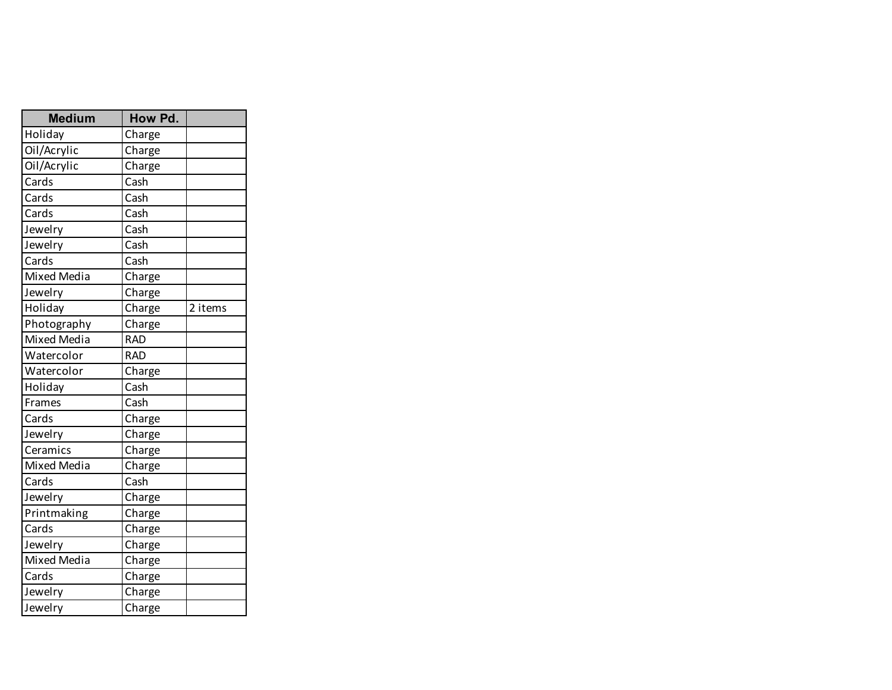| Medium | How Pd. | |
|---|---|---|
| Holiday | Charge | |
| Oil/Acrylic | Charge | |
| Oil/Acrylic | Charge | |
| Cards | Cash | |
| Cards | Cash | |
| Cards | Cash | |
| Jewelry | Cash | |
| Jewelry | Cash | |
| Cards | Cash | |
| Mixed Media | Charge | |
| Jewelry | Charge | |
| Holiday | Charge | 2 items |
| Photography | Charge | |
| Mixed Media | RAD | |
| Watercolor | RAD | |
| Watercolor | Charge | |
| Holiday | Cash | |
| Frames | Cash | |
| Cards | Charge | |
| Jewelry | Charge | |
| Ceramics | Charge | |
| Mixed Media | Charge | |
| Cards | Cash | |
| Jewelry | Charge | |
| Printmaking | Charge | |
| Cards | Charge | |
| Jewelry | Charge | |
| Mixed Media | Charge | |
| Cards | Charge | |
| Jewelry | Charge | |
| Jewelry | Charge | |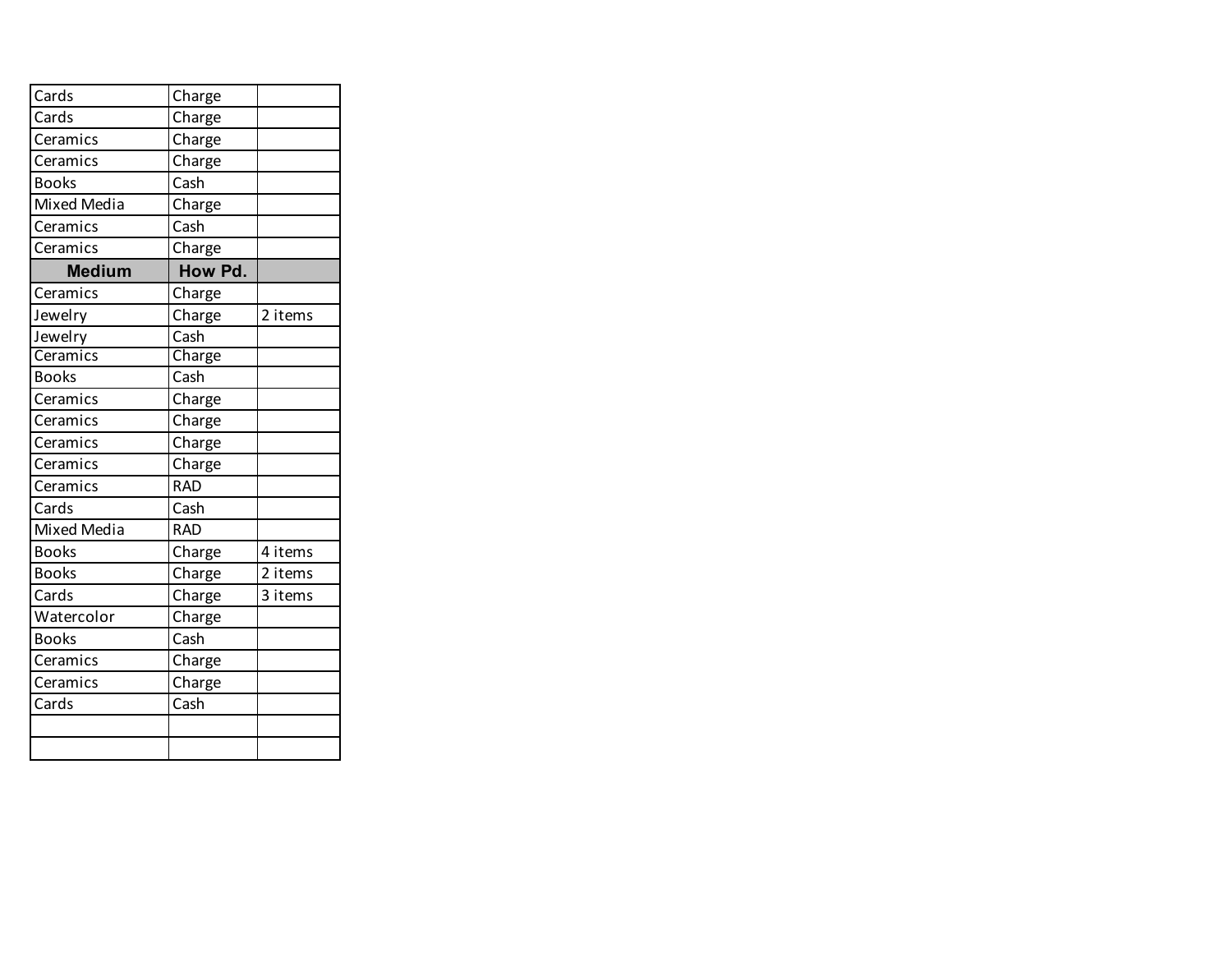| | | |
|---|---|---|
| Cards | Charge | |
| Cards | Charge | |
| Ceramics | Charge | |
| Ceramics | Charge | |
| Books | Cash | |
| Mixed Media | Charge | |
| Ceramics | Cash | |
| Ceramics | Charge | |
| **Medium** | **How Pd.** | |
| Ceramics | Charge | |
| Jewelry | Charge | 2 items |
| Jewelry | Cash | |
| Ceramics | Charge | |
| Books | Cash | |
| Ceramics | Charge | |
| Ceramics | Charge | |
| Ceramics | Charge | |
| Ceramics | Charge | |
| Ceramics | RAD | |
| Cards | Cash | |
| Mixed Media | RAD | |
| Books | Charge | 4 items |
| Books | Charge | 2 items |
| Cards | Charge | 3 items |
| Watercolor | Charge | |
| Books | Cash | |
| Ceramics | Charge | |
| Ceramics | Charge | |
| Cards | Cash | |
| | | |
| | | |